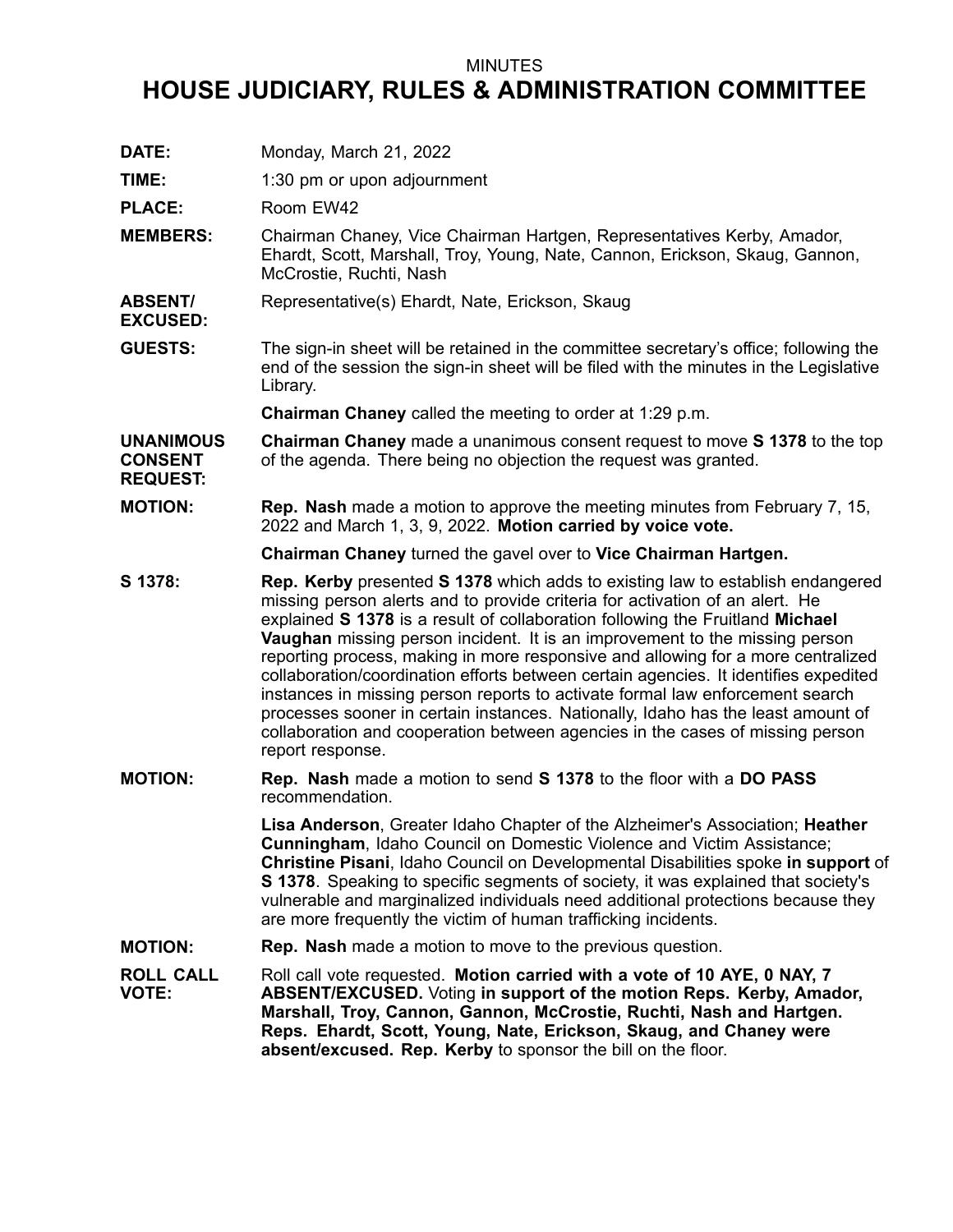MINUTES

# HOUSE JUDICIARY, RULES & ADMINISTRATION COMMITTEE

**DATE:** Monday, March 21, 2022

**TIME:** 1:30 pm or upon adjournment

**PLACE:** Room EW42

**MEMBERS:** Chairman Chaney, Vice Chairman Hartgen, Representatives Kerby, Amador, Ehardt, Scott, Marshall, Troy, Young, Nate, Cannon, Erickson, Skaug, Gannon, McCrostie, Ruchti, Nash

**ABSENT/ EXCUSED:** Representative(s) Ehardt, Nate, Erickson, Skaug

**GUESTS:** The sign-in sheet will be retained in the committee secretary's office; following the end of the session the sign-in sheet will be filed with the minutes in the Legislative Library.

**Chairman Chaney** called the meeting to order at 1:29 p.m.

**UNANIMOUS CONSENT REQUEST:** **Chairman Chaney** made a unanimous consent request to move **S 1378** to the top of the agenda. There being no objection the request was granted.

**MOTION:** **Rep. Nash** made a motion to approve the meeting minutes from February 7, 15, 2022 and March 1, 3, 9, 2022. **Motion carried by voice vote.**

**Chairman Chaney** turned the gavel over to **Vice Chairman Hartgen.**

**S 1378:** **Rep. Kerby** presented **S 1378** which adds to existing law to establish endangered missing person alerts and to provide criteria for activation of an alert. He explained **S 1378** is a result of collaboration following the Fruitland **Michael Vaughan** missing person incident. It is an improvement to the missing person reporting process, making in more responsive and allowing for a more centralized collaboration/coordination efforts between certain agencies. It identifies expedited instances in missing person reports to activate formal law enforcement search processes sooner in certain instances. Nationally, Idaho has the least amount of collaboration and cooperation between agencies in the cases of missing person report response.

**MOTION:** **Rep. Nash** made a motion to send **S 1378** to the floor with a **DO PASS** recommendation.

**Lisa Anderson**, Greater Idaho Chapter of the Alzheimer's Association; **Heather Cunningham**, Idaho Council on Domestic Violence and Victim Assistance; **Christine Pisani**, Idaho Council on Developmental Disabilities spoke **in support** of **S 1378**. Speaking to specific segments of society, it was explained that society's vulnerable and marginalized individuals need additional protections because they are more frequently the victim of human trafficking incidents.

**MOTION:** **Rep. Nash** made a motion to move to the previous question.

**ROLL CALL VOTE:** Roll call vote requested. **Motion carried with a vote of 10 AYE, 0 NAY, 7 ABSENT/EXCUSED.** Voting **in support of the motion Reps. Kerby, Amador, Marshall, Troy, Cannon, Gannon, McCrostie, Ruchti, Nash and Hartgen. Reps. Ehardt, Scott, Young, Nate, Erickson, Skaug, and Chaney were absent/excused. Rep. Kerby** to sponsor the bill on the floor.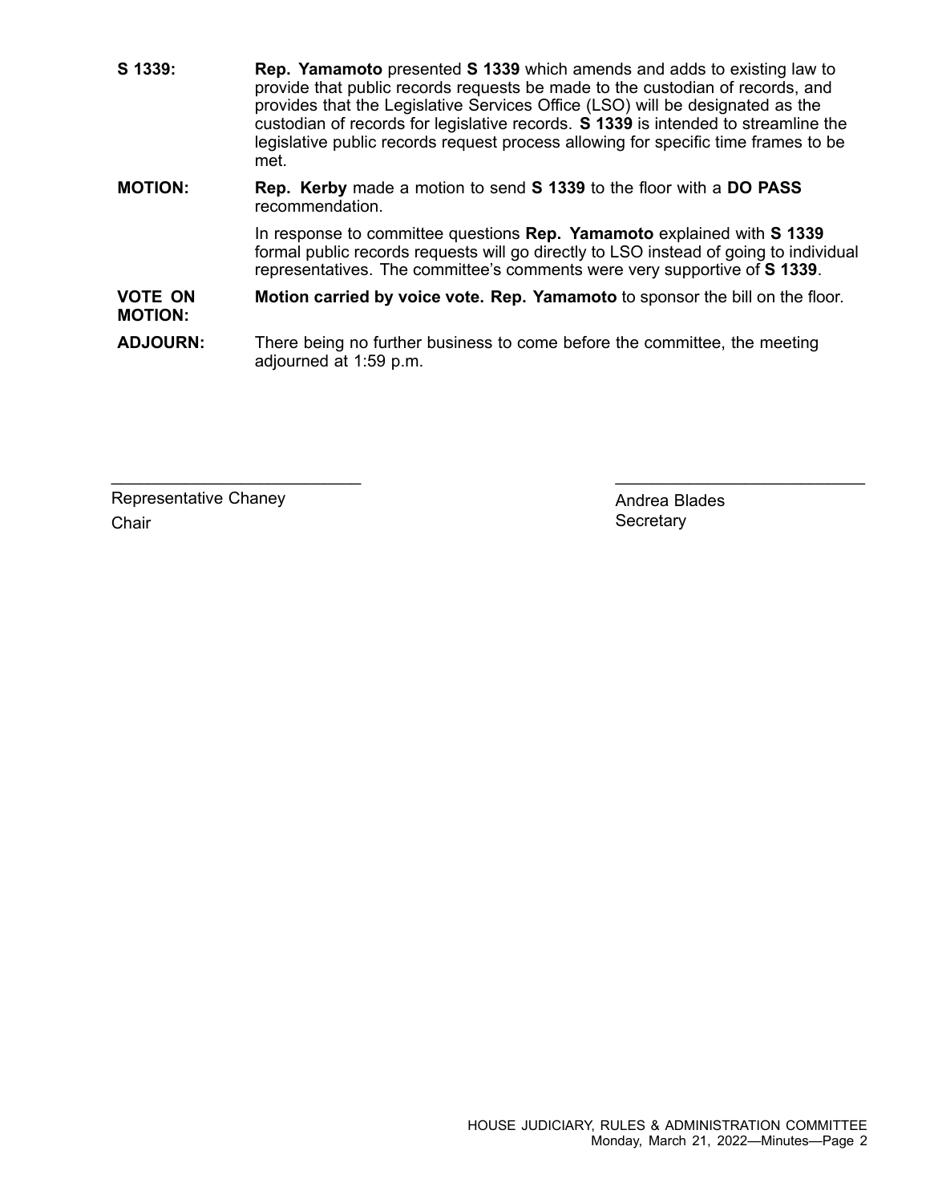**S 1339:** **Rep. Yamamoto** presented **S 1339** which amends and adds to existing law to provide that public records requests be made to the custodian of records, and provides that the Legislative Services Office (LSO) will be designated as the custodian of records for legislative records. **S 1339** is intended to streamline the legislative public records request process allowing for specific time frames to be met.

**MOTION:** **Rep. Kerby** made a motion to send **S 1339** to the floor with a **DO PASS** recommendation.

In response to committee questions **Rep. Yamamoto** explained with **S 1339** formal public records requests will go directly to LSO instead of going to individual representatives. The committee's comments were very supportive of **S 1339**.

**VOTE ON MOTION:** **Motion carried by voice vote. Rep. Yamamoto** to sponsor the bill on the floor.

**ADJOURN:** There being no further business to come before the committee, the meeting adjourned at 1:59 p.m.

___________________________
Representative Chaney
Chair

___________________________
Andrea Blades
Secretary